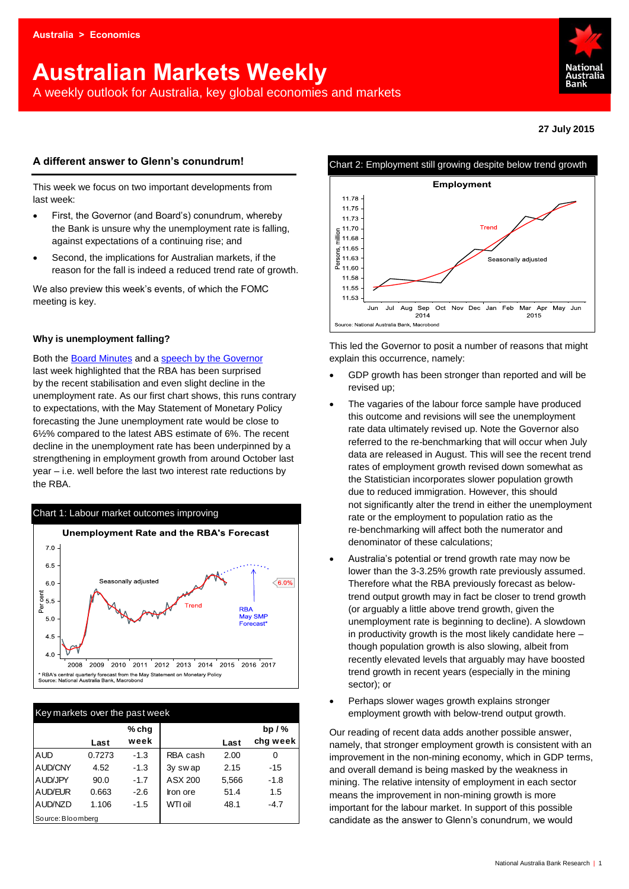Australia > Economics

# Australian Markets Weekly

A weekly outlook for Australia, key global economies and markets

27 July 2015

## A different answer to Glenn's conundrum!

This week we focus on two important developments from last week:

- First, the Governor (and Board's) conundrum, whereby the Bank is unsure why the unemployment rate is falling, against expectations of a continuing rise; and
- Second, the implications for Australian markets, if the reason for the fall is indeed a reduced trend rate of growth.

We also preview this week's events, of which the FOMC meeting is key.

### Why is unemployment falling?

Both the Board Minutes and a speech by the Governor last week highlighted that the RBA has been surprised by the recent stabilisation and even slight decline in the unemployment rate. As our first chart shows, this runs contrary to expectations, with the May Statement of Monetary Policy forecasting the June unemployment rate would be close to 6½% compared to the latest ABS estimate of 6%. The recent decline in the unemployment rate has been underpinned by a strengthening in employment growth from around October last year – i.e. well before the last two interest rate reductions by the RBA.

Chart 1: Labour market outcomes improving

* RBA's central quarterly forecast from the May Statement on Monetary Policy
Source: National Australia Bank, Macrobond

| Key markets over the past week | | | | | |
|---|---|---|---|---|---|
| | Last | % chg week | | Last | bp / % chg week |
| AUD | 0.7273 | -1.3 | RBA cash | 2.00 | 0 |
| AUD/CNY | 4.52 | -1.3 | 3y swap | 2.15 | -15 |
| AUD/JPY | 90.0 | -1.7 | ASX 200 | 5,566 | -1.8 |
| AUD/EUR | 0.663 | -2.6 | Iron ore | 51.4 | 1.5 |
| AUD/NZD | 1.106 | -1.5 | WTI oil | 48.1 | -4.7 |

Source: Bloomberg

Chart 2: Employment still growing despite below trend growth

Source: National Australia Bank, Macrobond

This led the Governor to posit a number of reasons that might explain this occurrence, namely:

- GDP growth has been stronger than reported and will be revised up;
- The vagaries of the labour force sample have produced this outcome and revisions will see the unemployment rate data ultimately revised up. Note the Governor also referred to the re-benchmarking that will occur when July data are released in August. This will see the recent trend rates of employment growth revised down somewhat as the Statistician incorporates slower population growth due to reduced immigration. However, this should not significantly alter the trend in either the unemployment rate or the employment to population ratio as the re-benchmarking will affect both the numerator and denominator of these calculations;
- Australia's potential or trend growth rate may now be lower than the 3-3.25% growth rate previously assumed. Therefore what the RBA previously forecast as below-trend output growth may in fact be closer to trend growth (or arguably a little above trend growth, given the unemployment rate is beginning to decline). A slowdown in productivity growth is the most likely candidate here – though population growth is also slowing, albeit from recently elevated levels that arguably may have boosted trend growth in recent years (especially in the mining sector); or
- Perhaps slower wages growth explains stronger employment growth with below-trend output growth.

Our reading of recent data adds another possible answer, namely, that stronger employment growth is consistent with an improvement in the non-mining economy, which in GDP terms, and overall demand is being masked by the weakness in mining. The relative intensity of employment in each sector means the improvement in non-mining growth is more important for the labour market. In support of this possible candidate as the answer to Glenn's conundrum, we would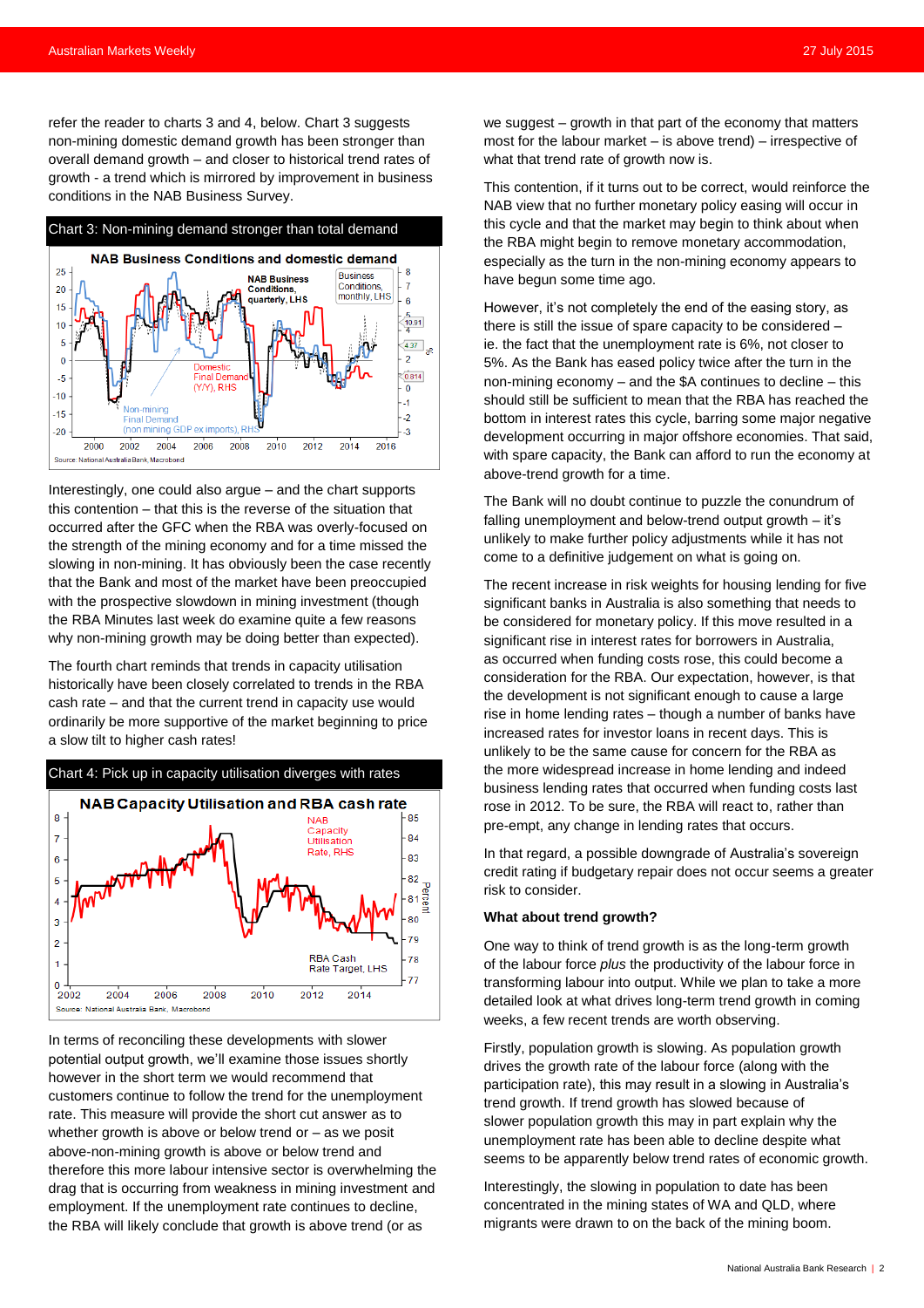refer the reader to charts 3 and 4, below. Chart 3 suggests non-mining domestic demand growth has been stronger than overall demand growth – and closer to historical trend rates of growth - a trend which is mirrored by improvement in business conditions in the NAB Business Survey.

**Chart 3: Non-mining demand stronger than total demand**

Source: National Australia Bank, Macrobond

Interestingly, one could also argue – and the chart supports this contention – that this is the reverse of the situation that occurred after the GFC when the RBA was overly-focused on the strength of the mining economy and for a time missed the slowing in non-mining. It has obviously been the case recently that the Bank and most of the market have been preoccupied with the prospective slowdown in mining investment (though the RBA Minutes last week do examine quite a few reasons why non-mining growth may be doing better than expected).

The fourth chart reminds that trends in capacity utilisation historically have been closely correlated to trends in the RBA cash rate – and that the current trend in capacity use would ordinarily be more supportive of the market beginning to price a slow tilt to higher cash rates!

**Chart 4: Pick up in capacity utilisation diverges with rates**

Source: National Australia Bank, Macrobond

In terms of reconciling these developments with slower potential output growth, we'll examine those issues shortly however in the short term we would recommend that customers continue to follow the trend for the unemployment rate. This measure will provide the short cut answer as to whether growth is above or below trend or – as we posit above-non-mining growth is above or below trend and therefore this more labour intensive sector is overwhelming the drag that is occurring from weakness in mining investment and employment. If the unemployment rate continues to decline, the RBA will likely conclude that growth is above trend (or as we suggest – growth in that part of the economy that matters most for the labour market – is above trend) – irrespective of what that trend rate of growth now is.

This contention, if it turns out to be correct, would reinforce the NAB view that no further monetary policy easing will occur in this cycle and that the market may begin to think about when the RBA might begin to remove monetary accommodation, especially as the turn in the non-mining economy appears to have begun some time ago.

However, it's not completely the end of the easing story, as there is still the issue of spare capacity to be considered – ie. the fact that the unemployment rate is 6%, not closer to 5%. As the Bank has eased policy twice after the turn in the non-mining economy – and the $A continues to decline – this should still be sufficient to mean that the RBA has reached the bottom in interest rates this cycle, barring some major negative development occurring in major offshore economies. That said, with spare capacity, the Bank can afford to run the economy at above-trend growth for a time.

The Bank will no doubt continue to puzzle the conundrum of falling unemployment and below-trend output growth – it's unlikely to make further policy adjustments while it has not come to a definitive judgement on what is going on.

The recent increase in risk weights for housing lending for five significant banks in Australia is also something that needs to be considered for monetary policy. If this move resulted in a significant rise in interest rates for borrowers in Australia, as occurred when funding costs rose, this could become a consideration for the RBA. Our expectation, however, is that the development is not significant enough to cause a large rise in home lending rates – though a number of banks have increased rates for investor loans in recent days. This is unlikely to be the same cause for concern for the RBA as the more widespread increase in home lending and indeed business lending rates that occurred when funding costs last rose in 2012. To be sure, the RBA will react to, rather than pre-empt, any change in lending rates that occurs.

In that regard, a possible downgrade of Australia's sovereign credit rating if budgetary repair does not occur seems a greater risk to consider.

**What about trend growth?**

One way to think of trend growth is as the long-term growth of the labour force *plus* the productivity of the labour force in transforming labour into output. While we plan to take a more detailed look at what drives long-term trend growth in coming weeks, a few recent trends are worth observing.

Firstly, population growth is slowing. As population growth drives the growth rate of the labour force (along with the participation rate), this may result in a slowing in Australia's trend growth. If trend growth has slowed because of slower population growth this may in part explain why the unemployment rate has been able to decline despite what seems to be apparently below trend rates of economic growth.

Interestingly, the slowing in population to date has been concentrated in the mining states of WA and QLD, where migrants were drawn to on the back of the mining boom.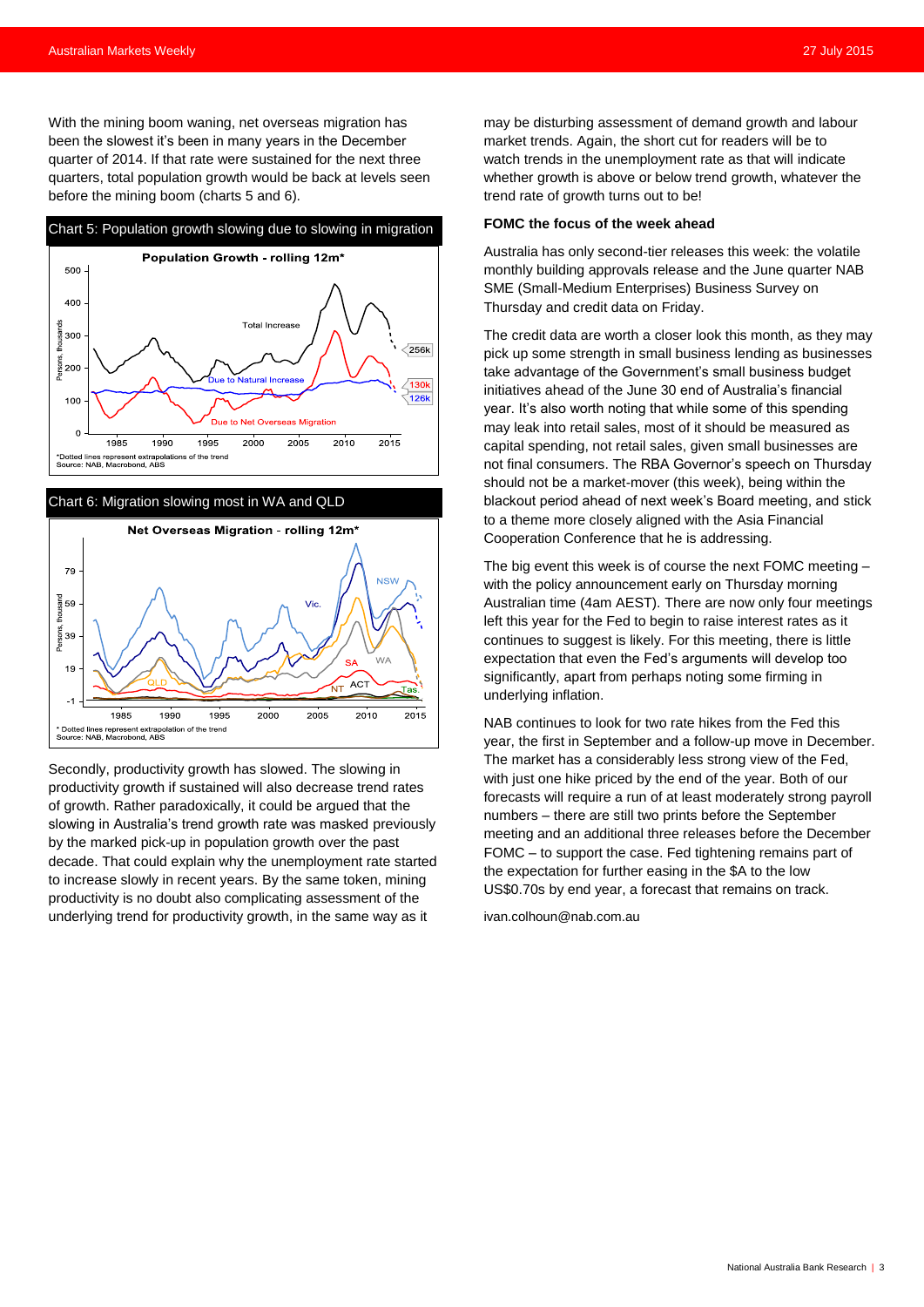With the mining boom waning, net overseas migration has been the slowest it's been in many years in the December quarter of 2014. If that rate were sustained for the next three quarters, total population growth would be back at levels seen before the mining boom (charts 5 and 6).

**Chart 5: Population growth slowing due to slowing in migration**

Population Growth - rolling 12m*

*Dotted lines represent extrapolations of the trend
Source: NAB, Macrobond, ABS

**Chart 6: Migration slowing most in WA and QLD**

Net Overseas Migration - rolling 12m*

* Dotted lines represent extrapolation of the trend
Source: NAB, Macrobond, ABS

Secondly, productivity growth has slowed. The slowing in productivity growth if sustained will also decrease trend rates of growth. Rather paradoxically, it could be argued that the slowing in Australia's trend growth rate was masked previously by the marked pick-up in population growth over the past decade. That could explain why the unemployment rate started to increase slowly in recent years. By the same token, mining productivity is no doubt also complicating assessment of the underlying trend for productivity growth, in the same way as it may be disturbing assessment of demand growth and labour market trends. Again, the short cut for readers will be to watch trends in the unemployment rate as that will indicate whether growth is above or below trend growth, whatever the trend rate of growth turns out to be!

### FOMC the focus of the week ahead

Australia has only second-tier releases this week: the volatile monthly building approvals release and the June quarter NAB SME (Small-Medium Enterprises) Business Survey on Thursday and credit data on Friday.

The credit data are worth a closer look this month, as they may pick up some strength in small business lending as businesses take advantage of the Government's small business budget initiatives ahead of the June 30 end of Australia's financial year. It's also worth noting that while some of this spending may leak into retail sales, most of it should be measured as capital spending, not retail sales, given small businesses are not final consumers. The RBA Governor's speech on Thursday should not be a market-mover (this week), being within the blackout period ahead of next week's Board meeting, and stick to a theme more closely aligned with the Asia Financial Cooperation Conference that he is addressing.

The big event this week is of course the next FOMC meeting – with the policy announcement early on Thursday morning Australian time (4am AEST). There are now only four meetings left this year for the Fed to begin to raise interest rates as it continues to suggest is likely. For this meeting, there is little expectation that even the Fed's arguments will develop too significantly, apart from perhaps noting some firming in underlying inflation.

NAB continues to look for two rate hikes from the Fed this year, the first in September and a follow-up move in December. The market has a considerably less strong view of the Fed, with just one hike priced by the end of the year. Both of our forecasts will require a run of at least moderately strong payroll numbers – there are still two prints before the September meeting and an additional three releases before the December FOMC – to support the case. Fed tightening remains part of the expectation for further easing in the $A to the low US$0.70s by end year, a forecast that remains on track.

ivan.colhoun@nab.com.au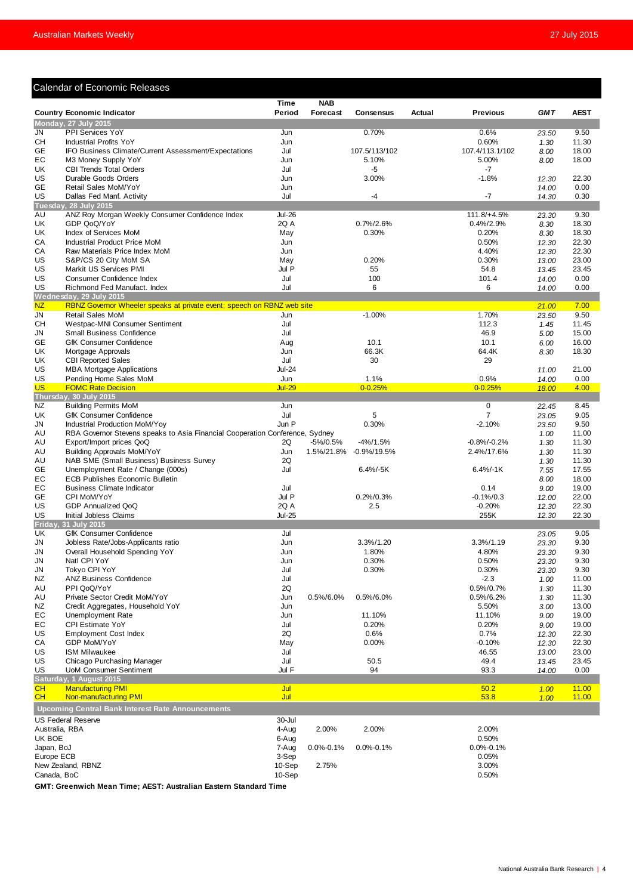## Calendar of Economic Releases

| Country | Economic Indicator | Time Period | NAB Forecast | Consensus | Actual | Previous | GMT | AEST |
|---|---|---|---|---|---|---|---|---|
| **Monday, 27 July 2015** | | | | | | | | |
| JN | PPI Services YoY | Jun | | 0.70% | | 0.6% | 23.50 | 9.50 |
| CH | Industrial Profits YoY | Jun | | | | 0.60% | 1.30 | 11.30 |
| GE | IFO Business Climate/Current Assessment/Expectations | Jul | | 107.5/113/102 | | 107.4/113.1/102 | 8.00 | 18.00 |
| EC | M3 Money Supply YoY | Jun | | 5.10% | | 5.00% | 8.00 | 18.00 |
| UK | CBI Trends Total Orders | Jul | | -5 | | -7 | | |
| US | Durable Goods Orders | Jun | | 3.00% | | -1.8% | 12.30 | 22.30 |
| GE | Retail Sales MoM/YoY | Jun | | | | | 14.00 | 0.00 |
| US | Dallas Fed Manf. Activity | Jul | | -4 | | -7 | 14.30 | 0.30 |
| **Tuesday, 28 July 2015** | | | | | | | | |
| AU | ANZ Roy Morgan Weekly Consumer Confidence Index | Jul-26 | | | | 111.8/+4.5% | 23.30 | 9.30 |
| UK | GDP QoQ/YoY | 2Q A | | 0.7%/2.6% | | 0.4%/2.9% | 8.30 | 18.30 |
| UK | Index of Services MoM | May | | 0.30% | | 0.20% | 8.30 | 18.30 |
| CA | Industrial Product Price MoM | Jun | | | | 0.50% | 12.30 | 22.30 |
| CA | Raw Materials Price Index MoM | Jun | | | | 4.40% | 12.30 | 22.30 |
| US | S&P/CS 20 City MoM SA | May | | 0.20% | | 0.30% | 13.00 | 23.00 |
| US | Markit US Services PMI | Jul P | | 55 | | 54.8 | 13.45 | 23.45 |
| US | Consumer Confidence Index | Jul | | 100 | | 101.4 | 14.00 | 0.00 |
| US | Richmond Fed Manufact. Index | Jul | | 6 | | 6 | 14.00 | 0.00 |
| **Wednesday, 29 July 2015** | | | | | | | | |
| NZ | RBNZ Governor Wheeler speaks at private event; speech on RBNZ web site | | | | | | 21.00 | 7.00 |
| JN | Retail Sales MoM | Jun | | -1.00% | | 1.70% | 23.50 | 9.50 |
| CH | Westpac-MNI Consumer Sentiment | Jul | | | | 112.3 | 1.45 | 11.45 |
| JN | Small Business Confidence | Jul | | | | 46.9 | 5.00 | 15.00 |
| GE | GfK Consumer Confidence | Aug | | 10.1 | | 10.1 | 6.00 | 16.00 |
| UK | Mortgage Approvals | Jun | | 66.3K | | 64.4K | 8.30 | 18.30 |
| UK | CBI Reported Sales | Jul | | 30 | | 29 | | |
| US | MBA Mortgage Applications | Jul-24 | | | | | 11.00 | 21.00 |
| US | Pending Home Sales MoM | Jun | | 1.1% | | 0.9% | 14.00 | 0.00 |
| US | FOMC Rate Decision | Jul-29 | | 0-0.25% | | 0-0.25% | 18.00 | 4.00 |
| **Thursday, 30 July 2015** | | | | | | | | |
| NZ | Building Permits MoM | Jun | | | | 0 | 22.45 | 8.45 |
| UK | GfK Consumer Confidence | Jul | | 5 | | 7 | 23.05 | 9.05 |
| JN | Industrial Production MoM/Yoy | Jun P | | 0.30% | | -2.10% | 23.50 | 9.50 |
| AU | RBA Governor Stevens speaks to Asia Financial Cooperation Conference, Sydney | | | | | | 1.00 | 11.00 |
| AU | Export/Import prices QoQ | 2Q | -5%/0.5% | -4%/1.5% | | -0.8%/-0.2% | 1.30 | 11.30 |
| AU | Building Approvals MoM/YoY | Jun | 1.5%/21.8% | -0.9%/19.5% | | 2.4%/17.6% | 1.30 | 11.30 |
| AU | NAB SME (Small Business) Business Survey | 2Q | | | | | 1.30 | 11.30 |
| GE | Unemployment Rate / Change (000s) | Jul | | 6.4%/-5K | | 6.4%/-1K | 7.55 | 17.55 |
| EC | ECB Publishes Economic Bulletin | | | | | | 8.00 | 18.00 |
| EC | Business Climate Indicator | Jul | | | | 0.14 | 9.00 | 19.00 |
| GE | CPI MoM/YoY | Jul P | | 0.2%/0.3% | | -0.1%/0.3 | 12.00 | 22.00 |
| US | GDP Annualized QoQ | 2Q A | | 2.5 | | -0.20% | 12.30 | 22.30 |
| US | Initial Jobless Claims | Jul-25 | | | | 255K | 12.30 | 22.30 |
| **Friday, 31 July 2015** | | | | | | | | |
| UK | GfK Consumer Confidence | Jul | | | | | 23.05 | 9.05 |
| JN | Jobless Rate/Jobs-Applicants ratio | Jun | | 3.3%/1.20 | | 3.3%/1.19 | 23.30 | 9.30 |
| JN | Overall Household Spending YoY | Jun | | 1.80% | | 4.80% | 23.30 | 9.30 |
| JN | Natl CPI YoY | Jun | | 0.30% | | 0.50% | 23.30 | 9.30 |
| JN | Tokyo CPI YoY | Jul | | 0.30% | | 0.30% | 23.30 | 9.30 |
| NZ | ANZ Business Confidence | Jul | | | | -2.3 | 1.00 | 11.00 |
| AU | PPI QoQ/YoY | 2Q | | | | 0.5%/0.7% | 1.30 | 11.30 |
| AU | Private Sector Credit MoM/YoY | Jun | 0.5%/6.0% | 0.5%/6.0% | | 0.5%/6.2% | 1.30 | 11.30 |
| NZ | Credit Aggregates, Household YoY | Jun | | | | 5.50% | 3.00 | 13.00 |
| EC | Unemployment Rate | Jun | | 11.10% | | 11.10% | 9.00 | 19.00 |
| EC | CPI Estimate YoY | Jul | | 0.20% | | 0.20% | 9.00 | 19.00 |
| US | Employment Cost Index | 2Q | | 0.6% | | 0.7% | 12.30 | 22.30 |
| CA | GDP MoM/YoY | May | | 0.00% | | -0.10% | 12.30 | 22.30 |
| US | ISM Milwaukee | Jul | | | | 46.55 | 13.00 | 23.00 |
| US | Chicago Purchasing Manager | Jul | | 50.5 | | 49.4 | 13.45 | 23.45 |
| US | UoM Consumer Sentiment | Jul F | | 94 | | 93.3 | 14.00 | 0.00 |
| **Saturday, 1 August 2015** | | | | | | | | |
| CH | Manufacturing PMI | Jul | | | | 50.2 | 1.00 | 11.00 |
| CH | Non-manufacturing PMI | Jul | | | | 53.8 | 1.00 | 11.00 |
| **Upcoming Central Bank Interest Rate Announcements** | | | | | | | | |
| US Federal Reserve | | 30-Jul | | | | | | |
| Australia, RBA | | 4-Aug | 2.00% | 2.00% | | 2.00% | | |
| UK BOE | | 6-Aug | | | | 0.50% | | |
| Japan, BoJ | | 7-Aug | 0.0%-0.1% | 0.0%-0.1% | | 0.0%-0.1% | | |
| Europe ECB | | 3-Sep | | | | 0.05% | | |
| New Zealand, RBNZ | | 10-Sep | 2.75% | | | 3.00% | | |
| Canada, BoC | | 10-Sep | | | | 0.50% | | |

**GMT: Greenwich Mean Time; AEST: Australian Eastern Standard Time**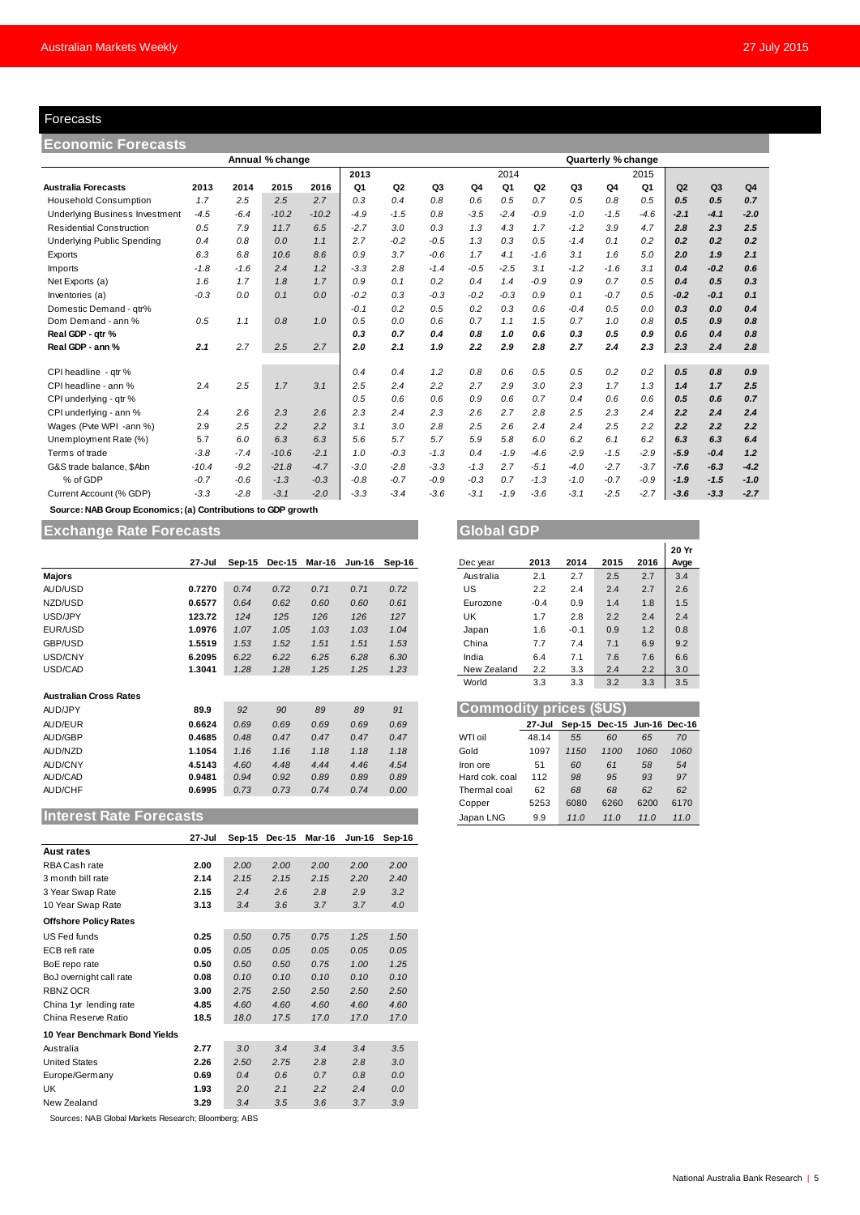## Forecasts

### Economic Forecasts

| Australia Forecasts | Annual % change 2013 | 2014 | 2015 | 2016 | Quarterly % change 2013 Q1 | Q2 | Q3 | Q4 | 2014 Q1 | Q2 | Q3 | Q4 | 2015 Q1 | Q2 | Q3 | Q4 |
|---|---|---|---|---|---|---|---|---|---|---|---|---|---|---|---|---|
| Household Consumption | 1.7 | 2.5 | 2.5 | 2.7 | 0.3 | 0.4 | 0.8 | 0.6 | 0.5 | 0.7 | 0.5 | 0.8 | 0.5 | 0.5 | 0.5 | 0.7 |
| Underlying Business Investment | -4.5 | -6.4 | -10.2 | -10.2 | -4.9 | -1.5 | 0.8 | -3.5 | -2.4 | -0.9 | -1.0 | -1.5 | -4.6 | -2.1 | -4.1 | -2.0 |
| Residential Construction | 0.5 | 7.9 | 11.7 | 6.5 | -2.7 | 3.0 | 0.3 | 1.3 | 4.3 | 1.7 | -1.2 | 3.9 | 4.7 | 2.8 | 2.3 | 2.5 |
| Underlying Public Spending | 0.4 | 0.8 | 0.0 | 1.1 | 2.7 | -0.2 | -0.5 | 1.3 | 0.3 | 0.5 | -1.4 | 0.1 | 0.2 | 0.2 | 0.2 | 0.2 |
| Exports | 6.3 | 6.8 | 10.6 | 8.6 | 0.9 | 3.7 | -0.6 | 1.7 | 4.1 | -1.6 | 3.1 | 1.6 | 5.0 | 2.0 | 1.9 | 2.1 |
| Imports | -1.8 | -1.6 | 2.4 | 1.2 | -3.3 | 2.8 | -1.4 | -0.5 | -2.5 | 3.1 | -1.2 | -1.6 | 3.1 | 0.4 | -0.2 | 0.6 |
| Net Exports (a) | 1.6 | 1.7 | 1.8 | 1.7 | 0.9 | 0.1 | 0.2 | 0.4 | 1.4 | -0.9 | 0.9 | 0.7 | 0.5 | 0.4 | 0.5 | 0.3 |
| Inventories (a) | -0.3 | 0.0 | 0.1 | 0.0 | -0.2 | 0.3 | -0.3 | -0.2 | -0.3 | 0.9 | 0.1 | -0.7 | 0.5 | -0.2 | -0.1 | 0.1 |
| Domestic Demand - qtr% | | | | | -0.1 | 0.2 | 0.5 | 0.2 | 0.3 | 0.6 | -0.4 | 0.5 | 0.0 | 0.3 | 0.0 | 0.4 |
| Dom Demand - ann % | 0.5 | 1.1 | 0.8 | 1.0 | 0.5 | 0.0 | 0.6 | 0.7 | 1.1 | 1.5 | 0.7 | 1.0 | 0.8 | 0.5 | 0.9 | 0.8 |
| **Real GDP - qtr %** | | | | | **0.3** | **0.7** | **0.4** | **0.8** | **1.0** | **0.6** | **0.3** | **0.5** | **0.9** | **0.6** | **0.4** | **0.8** |
| **Real GDP - ann %** | **2.1** | 2.7 | 2.5 | 2.7 | **2.0** | **2.1** | **1.9** | **2.2** | **2.9** | **2.8** | **2.7** | **2.4** | **2.3** | **2.3** | **2.4** | **2.8** |
| CPI headline - qtr % | | | | | 0.4 | 0.4 | 1.2 | 0.8 | 0.6 | 0.5 | 0.5 | 0.2 | 0.2 | 0.5 | 0.8 | 0.9 |
| CPI headline - ann % | 2.4 | 2.5 | 1.7 | 3.1 | 2.5 | 2.4 | 2.2 | 2.7 | 2.9 | 3.0 | 2.3 | 1.7 | 1.3 | 1.4 | 1.7 | 2.5 |
| CPI underlying - qtr % | | | | | 0.5 | 0.6 | 0.6 | 0.9 | 0.6 | 0.7 | 0.4 | 0.6 | 0.6 | 0.5 | 0.6 | 0.7 |
| CPI underlying - ann % | 2.4 | 2.6 | 2.3 | 2.6 | 2.3 | 2.4 | 2.3 | 2.6 | 2.7 | 2.8 | 2.5 | 2.3 | 2.4 | 2.2 | 2.4 | 2.4 |
| Wages (Pvte WPI -ann %) | 2.9 | 2.5 | 2.2 | 2.2 | 3.1 | 3.0 | 2.8 | 2.5 | 2.6 | 2.4 | 2.4 | 2.5 | 2.2 | 2.2 | 2.2 | 2.2 |
| Unemployment Rate (%) | 5.7 | 6.0 | 6.3 | 6.3 | 5.6 | 5.7 | 5.7 | 5.9 | 5.8 | 6.0 | 6.2 | 6.1 | 6.2 | 6.3 | 6.3 | 6.4 |
| Terms of trade | -3.8 | -7.4 | -10.6 | -2.1 | 1.0 | -0.3 | -1.3 | 0.4 | -1.9 | -4.6 | -2.9 | -1.5 | -2.9 | -5.9 | -0.4 | 1.2 |
| G&S trade balance, $Abn | -10.4 | -9.2 | -21.8 | -4.7 | -3.0 | -2.8 | -3.3 | -1.3 | 2.7 | -5.1 | -4.0 | -2.7 | -3.7 | -7.6 | -6.3 | -4.2 |
| % of GDP | -0.7 | -0.6 | -1.3 | -0.3 | -0.8 | -0.7 | -0.9 | -0.3 | 0.7 | -1.3 | -1.0 | -0.7 | -0.9 | -1.9 | -1.5 | -1.0 |
| Current Account (% GDP) | -3.3 | -2.8 | -3.1 | -2.0 | -3.3 | -3.4 | -3.6 | -3.1 | -1.9 | -3.6 | -3.1 | -2.5 | -2.7 | -3.6 | -3.3 | -2.7 |

Source: NAB Group Economics; (a) Contributions to GDP growth

### Exchange Rate Forecasts

| | 27-Jul | Sep-15 | Dec-15 | Mar-16 | Jun-16 | Sep-16 |
|---|---|---|---|---|---|---|
| **Majors** | | | | | | |
| AUD/USD | **0.7270** | 0.74 | 0.72 | 0.71 | 0.71 | 0.72 |
| NZD/USD | **0.6577** | 0.64 | 0.62 | 0.60 | 0.60 | 0.61 |
| USD/JPY | **123.72** | 124 | 125 | 126 | 126 | 127 |
| EUR/USD | **1.0976** | 1.07 | 1.05 | 1.03 | 1.03 | 1.04 |
| GBP/USD | **1.5519** | 1.53 | 1.52 | 1.51 | 1.51 | 1.53 |
| USD/CNY | **6.2095** | 6.22 | 6.22 | 6.25 | 6.28 | 6.30 |
| USD/CAD | **1.3041** | 1.28 | 1.28 | 1.25 | 1.25 | 1.23 |
| **Australian Cross Rates** | | | | | | |
| AUD/JPY | **89.9** | 92 | 90 | 89 | 89 | 91 |
| AUD/EUR | **0.6624** | 0.69 | 0.69 | 0.69 | 0.69 | 0.69 |
| AUD/GBP | **0.4685** | 0.48 | 0.47 | 0.47 | 0.47 | 0.47 |
| AUD/NZD | **1.1054** | 1.16 | 1.16 | 1.18 | 1.18 | 1.18 |
| AUD/CNY | **4.5143** | 4.60 | 4.48 | 4.44 | 4.46 | 4.54 |
| AUD/CAD | **0.9481** | 0.94 | 0.92 | 0.89 | 0.89 | 0.89 |
| AUD/CHF | **0.6995** | 0.73 | 0.73 | 0.74 | 0.74 | 0.00 |

### Interest Rate Forecasts

| | 27-Jul | Sep-15 | Dec-15 | Mar-16 | Jun-16 | Sep-16 |
|---|---|---|---|---|---|---|
| **Aust rates** | | | | | | |
| RBA Cash rate | **2.00** | 2.00 | 2.00 | 2.00 | 2.00 | 2.00 |
| 3 month bill rate | **2.14** | 2.15 | 2.15 | 2.15 | 2.20 | 2.40 |
| 3 Year Swap Rate | **2.15** | 2.4 | 2.6 | 2.8 | 2.9 | 3.2 |
| 10 Year Swap Rate | **3.13** | 3.4 | 3.6 | 3.7 | 3.7 | 4.0 |
| **Offshore Policy Rates** | | | | | | |
| US Fed funds | **0.25** | 0.50 | 0.75 | 0.75 | 1.25 | 1.50 |
| ECB refi rate | **0.05** | 0.05 | 0.05 | 0.05 | 0.05 | 0.05 |
| BoE repo rate | **0.50** | 0.50 | 0.50 | 0.75 | 1.00 | 1.25 |
| BoJ overnight call rate | **0.08** | 0.10 | 0.10 | 0.10 | 0.10 | 0.10 |
| RBNZ OCR | **3.00** | 2.75 | 2.50 | 2.50 | 2.50 | 2.50 |
| China 1yr lending rate | **4.85** | 4.60 | 4.60 | 4.60 | 4.60 | 4.60 |
| China Reserve Ratio | **18.5** | 18.0 | 17.5 | 17.0 | 17.0 | 17.0 |
| **10 Year Benchmark Bond Yields** | | | | | | |
| Australia | **2.77** | 3.0 | 3.4 | 3.4 | 3.4 | 3.5 |
| United States | **2.26** | 2.50 | 2.75 | 2.8 | 2.8 | 3.0 |
| Europe/Germany | **0.69** | 0.4 | 0.6 | 0.7 | 0.8 | 0.0 |
| UK | **1.93** | 2.0 | 2.1 | 2.2 | 2.4 | 0.0 |
| New Zealand | **3.29** | 3.4 | 3.5 | 3.6 | 3.7 | 3.9 |

Sources: NAB Global Markets Research; Bloomberg; ABS

### Global GDP

| Dec year | 2013 | 2014 | 2015 | 2016 | 20 Yr Avge |
|---|---|---|---|---|---|
| Australia | 2.1 | 2.7 | 2.5 | 2.7 | 3.4 |
| US | 2.2 | 2.4 | 2.4 | 2.7 | 2.6 |
| Eurozone | -0.4 | 0.9 | 1.4 | 1.8 | 1.5 |
| UK | 1.7 | 2.8 | 2.2 | 2.4 | 2.4 |
| Japan | 1.6 | -0.1 | 0.9 | 1.2 | 0.8 |
| China | 7.7 | 7.4 | 7.1 | 6.9 | 9.2 |
| India | 6.4 | 7.1 | 7.6 | 7.6 | 6.6 |
| New Zealand | 2.2 | 3.3 | 2.4 | 2.2 | 3.0 |
| World | 3.3 | 3.3 | 3.2 | 3.3 | 3.5 |

### Commodity prices ($US)

| | 27-Jul | Sep-15 | Dec-15 | Jun-16 | Dec-16 |
|---|---|---|---|---|---|
| WTI oil | 48.14 | 55 | 60 | 65 | 70 |
| Gold | 1097 | 1150 | 1100 | 1060 | 1060 |
| Iron ore | 51 | 60 | 61 | 58 | 54 |
| Hard cok. coal | 112 | 98 | 95 | 93 | 97 |
| Thermal coal | 62 | 68 | 68 | 62 | 62 |
| Copper | 5253 | 6080 | 6260 | 6200 | 6170 |
| Japan LNG | 9.9 | 11.0 | 11.0 | 11.0 | 11.0 |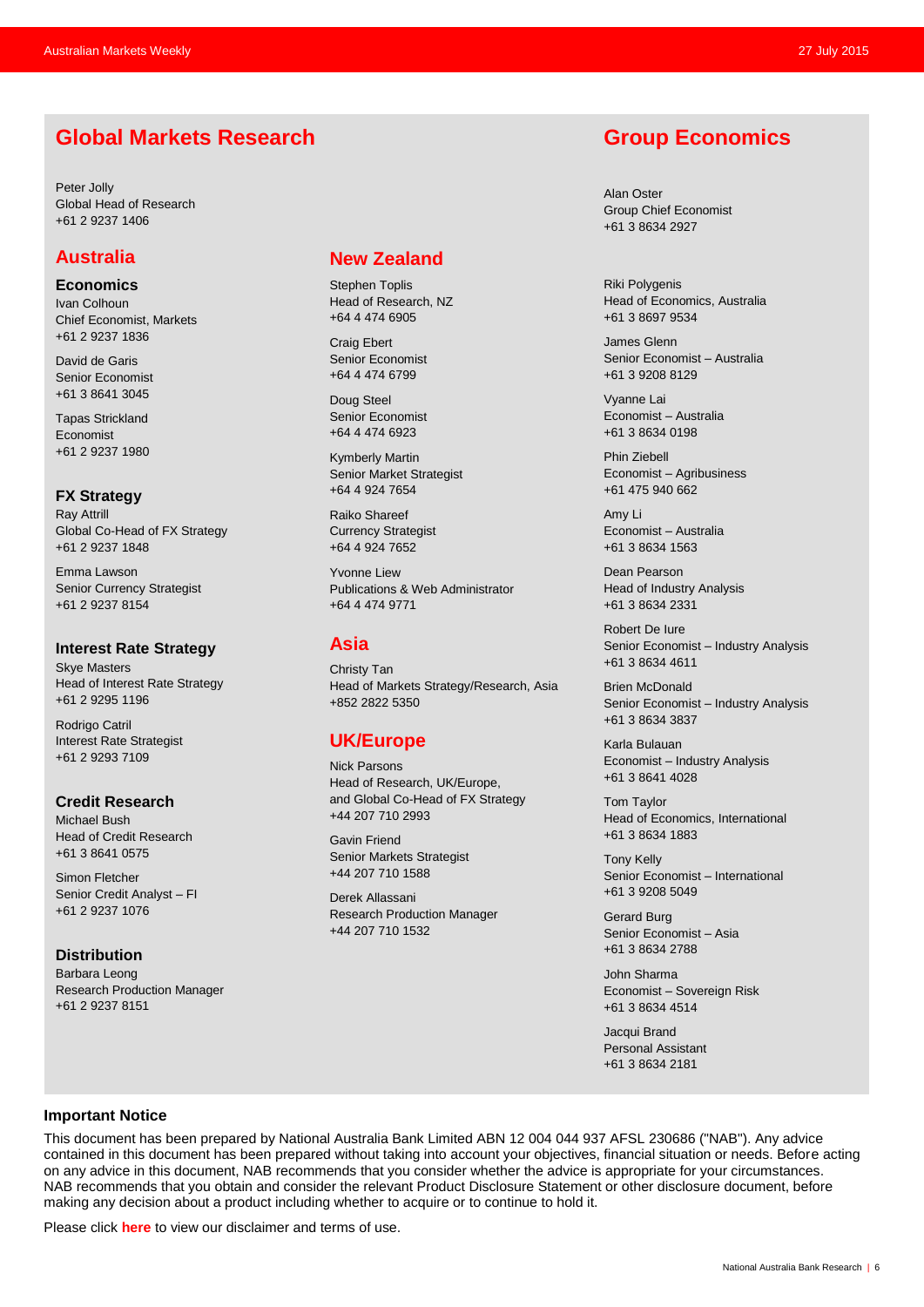## Global Markets Research

Peter Jolly
Global Head of Research
+61 2 9237 1406

### Australia

#### Economics

Ivan Colhoun
Chief Economist, Markets
+61 2 9237 1836

David de Garis
Senior Economist
+61 3 8641 3045

Tapas Strickland
Economist
+61 2 9237 1980

#### FX Strategy

Ray Attrill
Global Co-Head of FX Strategy
+61 2 9237 1848

Emma Lawson
Senior Currency Strategist
+61 2 9237 8154

#### Interest Rate Strategy

Skye Masters
Head of Interest Rate Strategy
+61 2 9295 1196

Rodrigo Catril
Interest Rate Strategist
+61 2 9293 7109

#### Credit Research

Michael Bush
Head of Credit Research
+61 3 8641 0575

Simon Fletcher
Senior Credit Analyst – FI
+61 2 9237 1076

#### Distribution

Barbara Leong
Research Production Manager
+61 2 9237 8151

### New Zealand

Stephen Toplis
Head of Research, NZ
+64 4 474 6905

Craig Ebert
Senior Economist
+64 4 474 6799

Doug Steel
Senior Economist
+64 4 474 6923

Kymberly Martin
Senior Market Strategist
+64 4 924 7654

Raiko Shareef
Currency Strategist
+64 4 924 7652

Yvonne Liew
Publications & Web Administrator
+64 4 474 9771

### Asia

Christy Tan
Head of Markets Strategy/Research, Asia
+852 2822 5350

### UK/Europe

Nick Parsons
Head of Research, UK/Europe,
and Global Co-Head of FX Strategy
+44 207 710 2993

Gavin Friend
Senior Markets Strategist
+44 207 710 1588

Derek Allassani
Research Production Manager
+44 207 710 1532

## Group Economics

Alan Oster
Group Chief Economist
+61 3 8634 2927

Riki Polygenis
Head of Economics, Australia
+61 3 8697 9534

James Glenn
Senior Economist – Australia
+61 3 9208 8129

Vyanne Lai
Economist – Australia
+61 3 8634 0198

Phin Ziebell
Economist – Agribusiness
+61 475 940 662

Amy Li
Economist – Australia
+61 3 8634 1563

Dean Pearson
Head of Industry Analysis
+61 3 8634 2331

Robert De Iure
Senior Economist – Industry Analysis
+61 3 8634 4611

Brien McDonald
Senior Economist – Industry Analysis
+61 3 8634 3837

Karla Bulauan
Economist – Industry Analysis
+61 3 8641 4028

Tom Taylor
Head of Economics, International
+61 3 8634 1883

Tony Kelly
Senior Economist – International
+61 3 9208 5049

Gerard Burg
Senior Economist – Asia
+61 3 8634 2788

John Sharma
Economist – Sovereign Risk
+61 3 8634 4514

Jacqui Brand
Personal Assistant
+61 3 8634 2181

**Important Notice**

This document has been prepared by National Australia Bank Limited ABN 12 004 044 937 AFSL 230686 ("NAB"). Any advice contained in this document has been prepared without taking into account your objectives, financial situation or needs. Before acting on any advice in this document, NAB recommends that you consider whether the advice is appropriate for your circumstances. NAB recommends that you obtain and consider the relevant Product Disclosure Statement or other disclosure document, before making any decision about a product including whether to acquire or to continue to hold it.

Please click **here** to view our disclaimer and terms of use.